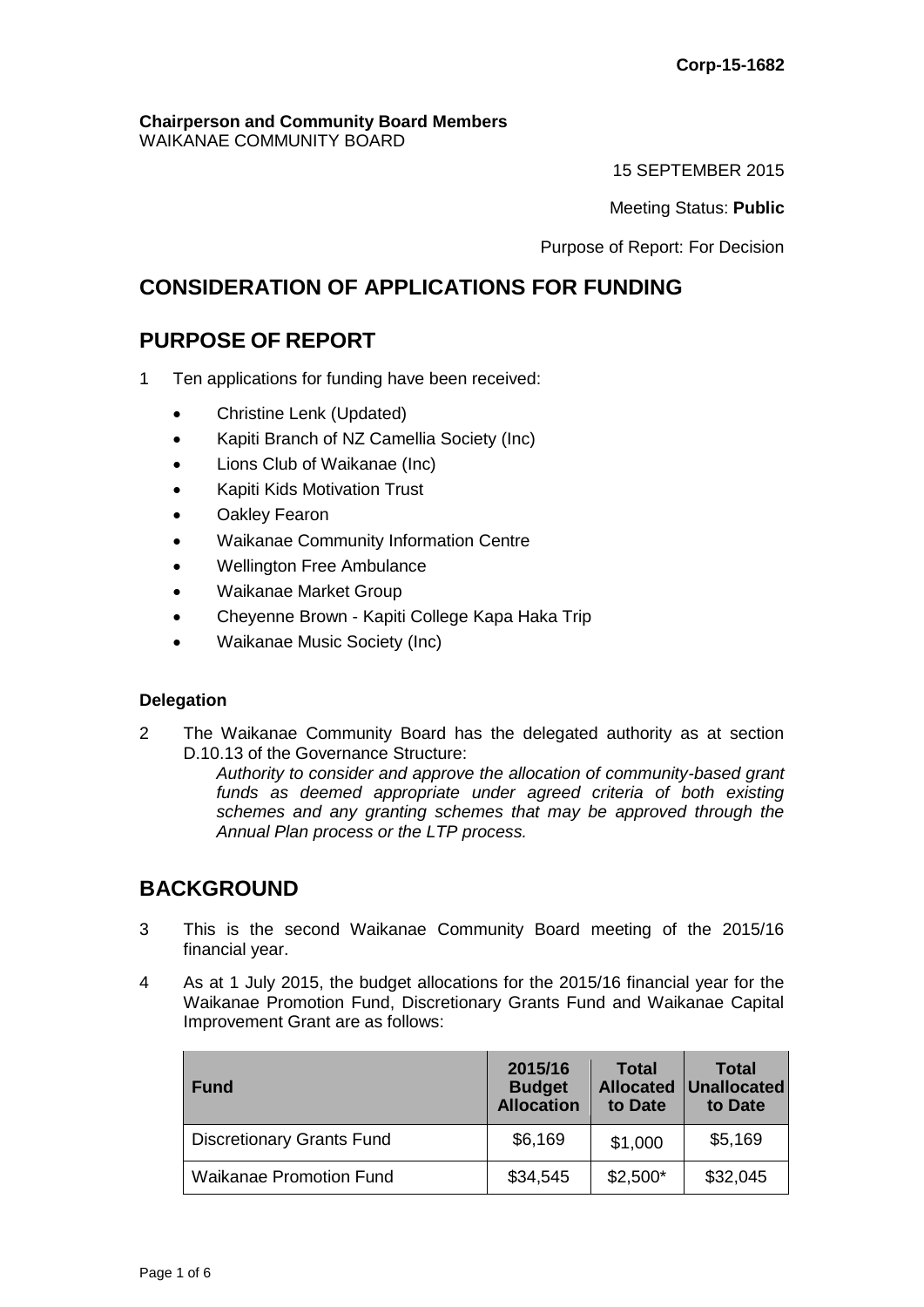**Corp-15-1682**

**Chairperson and Community Board Members**
WAIKANAE COMMUNITY BOARD

15 SEPTEMBER 2015

Meeting Status: **Public**

Purpose of Report: For Decision

# CONSIDERATION OF APPLICATIONS FOR FUNDING

## PURPOSE OF REPORT

1 Ten applications for funding have been received:

- Christine Lenk (Updated)
- Kapiti Branch of NZ Camellia Society (Inc)
- Lions Club of Waikanae (Inc)
- Kapiti Kids Motivation Trust
- Oakley Fearon
- Waikanae Community Information Centre
- Wellington Free Ambulance
- Waikanae Market Group
- Cheyenne Brown - Kapiti College Kapa Haka Trip
- Waikanae Music Society (Inc)

### Delegation

2 The Waikanae Community Board has the delegated authority as at section D.10.13 of the Governance Structure:

*Authority to consider and approve the allocation of community-based grant funds as deemed appropriate under agreed criteria of both existing schemes and any granting schemes that may be approved through the Annual Plan process or the LTP process.*

## BACKGROUND

3 This is the second Waikanae Community Board meeting of the 2015/16 financial year.

4 As at 1 July 2015, the budget allocations for the 2015/16 financial year for the Waikanae Promotion Fund, Discretionary Grants Fund and Waikanae Capital Improvement Grant are as follows:

| Fund | 2015/16 Budget Allocation | Total Allocated to Date | Total Unallocated to Date |
|---|---|---|---|
| Discretionary Grants Fund | $6,169 | $1,000 | $5,169 |
| Waikanae Promotion Fund | $34,545 | $2,500* | $32,045 |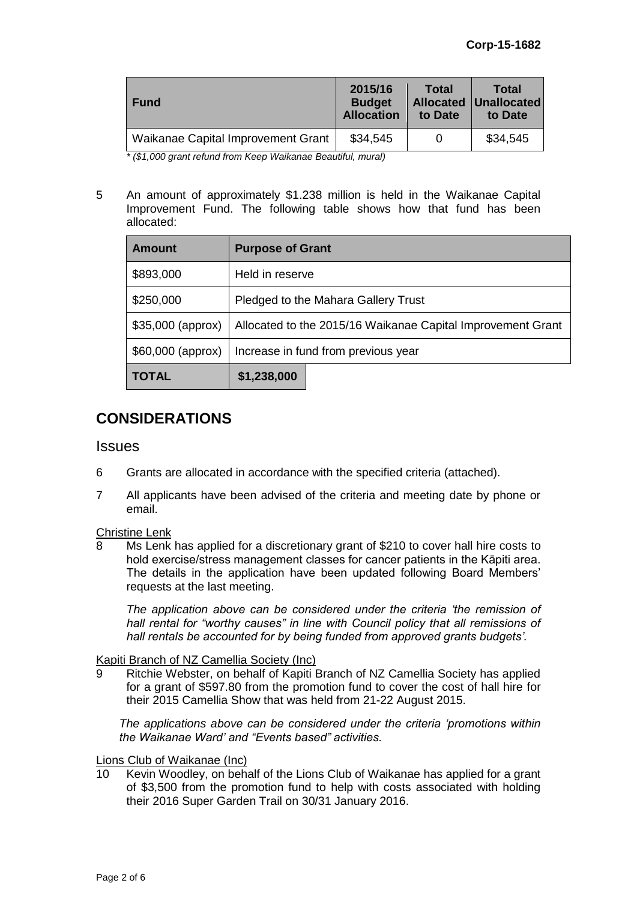| Fund | 2015/16 Budget Allocation | Total Allocated to Date | Total Unallocated to Date |
|---|---|---|---|
| Waikanae Capital Improvement Grant | $34,545 | 0 | $34,545 |

*\* ($1,000 grant refund from Keep Waikanae Beautiful, mural)*

5 An amount of approximately $1.238 million is held in the Waikanae Capital Improvement Fund. The following table shows how that fund has been allocated:

| Amount | Purpose of Grant |
|---|---|
| $893,000 | Held in reserve |
| $250,000 | Pledged to the Mahara Gallery Trust |
| $35,000 (approx) | Allocated to the 2015/16 Waikanae Capital Improvement Grant |
| $60,000 (approx) | Increase in fund from previous year |
| **TOTAL** | **$1,238,000** |

## CONSIDERATIONS

### Issues

6 Grants are allocated in accordance with the specified criteria (attached).

7 All applicants have been advised of the criteria and meeting date by phone or email.

Christine Lenk

8 Ms Lenk has applied for a discretionary grant of $210 to cover hall hire costs to hold exercise/stress management classes for cancer patients in the Kāpiti area. The details in the application have been updated following Board Members' requests at the last meeting.

*The application above can be considered under the criteria 'the remission of hall rental for "worthy causes" in line with Council policy that all remissions of hall rentals be accounted for by being funded from approved grants budgets'.*

Kapiti Branch of NZ Camellia Society (Inc)

9 Ritchie Webster, on behalf of Kapiti Branch of NZ Camellia Society has applied for a grant of $597.80 from the promotion fund to cover the cost of hall hire for their 2015 Camellia Show that was held from 21-22 August 2015.

*The applications above can be considered under the criteria 'promotions within the Waikanae Ward' and "Events based" activities.*

Lions Club of Waikanae (Inc)

10 Kevin Woodley, on behalf of the Lions Club of Waikanae has applied for a grant of $3,500 from the promotion fund to help with costs associated with holding their 2016 Super Garden Trail on 30/31 January 2016.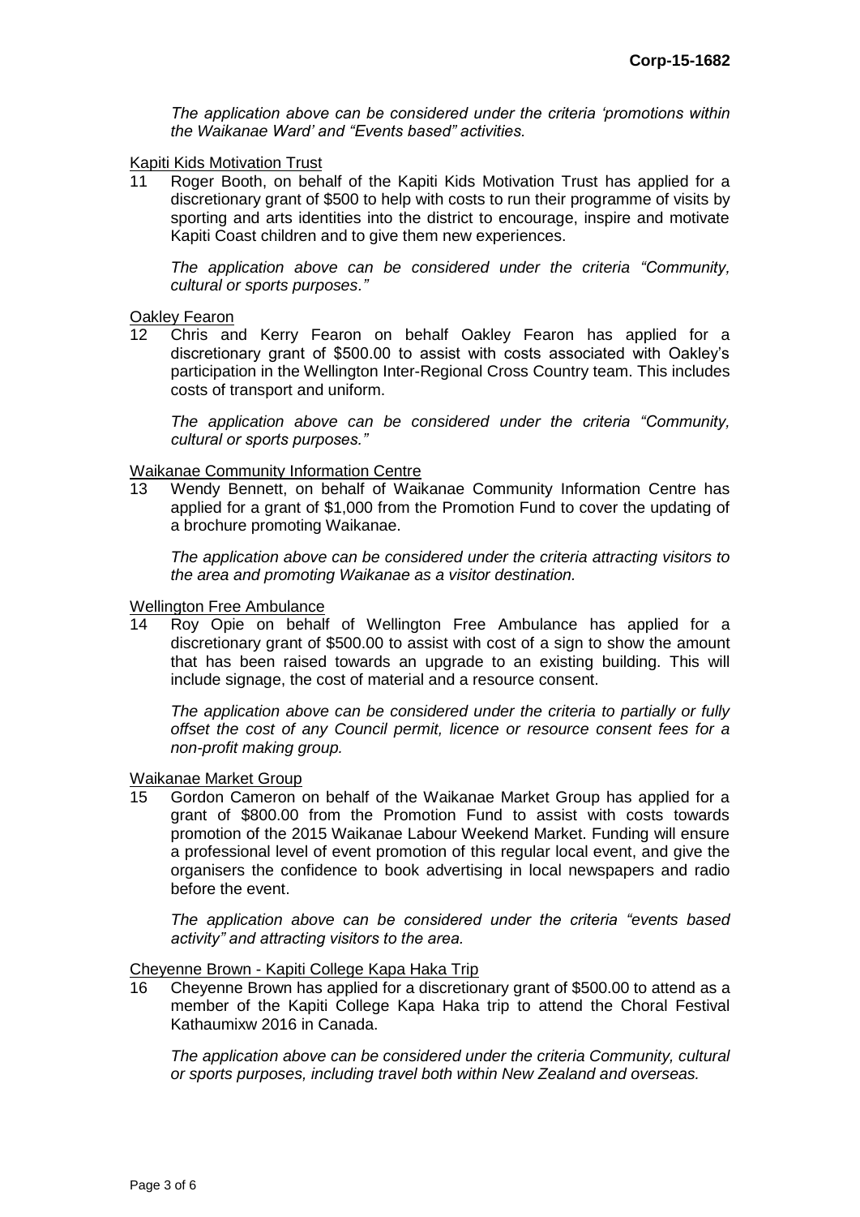*The application above can be considered under the criteria 'promotions within the Waikanae Ward' and "Events based" activities.*

Kapiti Kids Motivation Trust

11 Roger Booth, on behalf of the Kapiti Kids Motivation Trust has applied for a discretionary grant of $500 to help with costs to run their programme of visits by sporting and arts identities into the district to encourage, inspire and motivate Kapiti Coast children and to give them new experiences.

*The application above can be considered under the criteria "Community, cultural or sports purposes."*

Oakley Fearon

12 Chris and Kerry Fearon on behalf Oakley Fearon has applied for a discretionary grant of $500.00 to assist with costs associated with Oakley's participation in the Wellington Inter-Regional Cross Country team. This includes costs of transport and uniform.

*The application above can be considered under the criteria "Community, cultural or sports purposes."*

Waikanae Community Information Centre

13 Wendy Bennett, on behalf of Waikanae Community Information Centre has applied for a grant of $1,000 from the Promotion Fund to cover the updating of a brochure promoting Waikanae.

*The application above can be considered under the criteria attracting visitors to the area and promoting Waikanae as a visitor destination.*

Wellington Free Ambulance

14 Roy Opie on behalf of Wellington Free Ambulance has applied for a discretionary grant of $500.00 to assist with cost of a sign to show the amount that has been raised towards an upgrade to an existing building. This will include signage, the cost of material and a resource consent.

*The application above can be considered under the criteria to partially or fully offset the cost of any Council permit, licence or resource consent fees for a non-profit making group.*

Waikanae Market Group

15 Gordon Cameron on behalf of the Waikanae Market Group has applied for a grant of $800.00 from the Promotion Fund to assist with costs towards promotion of the 2015 Waikanae Labour Weekend Market. Funding will ensure a professional level of event promotion of this regular local event, and give the organisers the confidence to book advertising in local newspapers and radio before the event.

*The application above can be considered under the criteria "events based activity" and attracting visitors to the area.*

Cheyenne Brown - Kapiti College Kapa Haka Trip

16 Cheyenne Brown has applied for a discretionary grant of $500.00 to attend as a member of the Kapiti College Kapa Haka trip to attend the Choral Festival Kathaumixw 2016 in Canada.

*The application above can be considered under the criteria Community, cultural or sports purposes, including travel both within New Zealand and overseas.*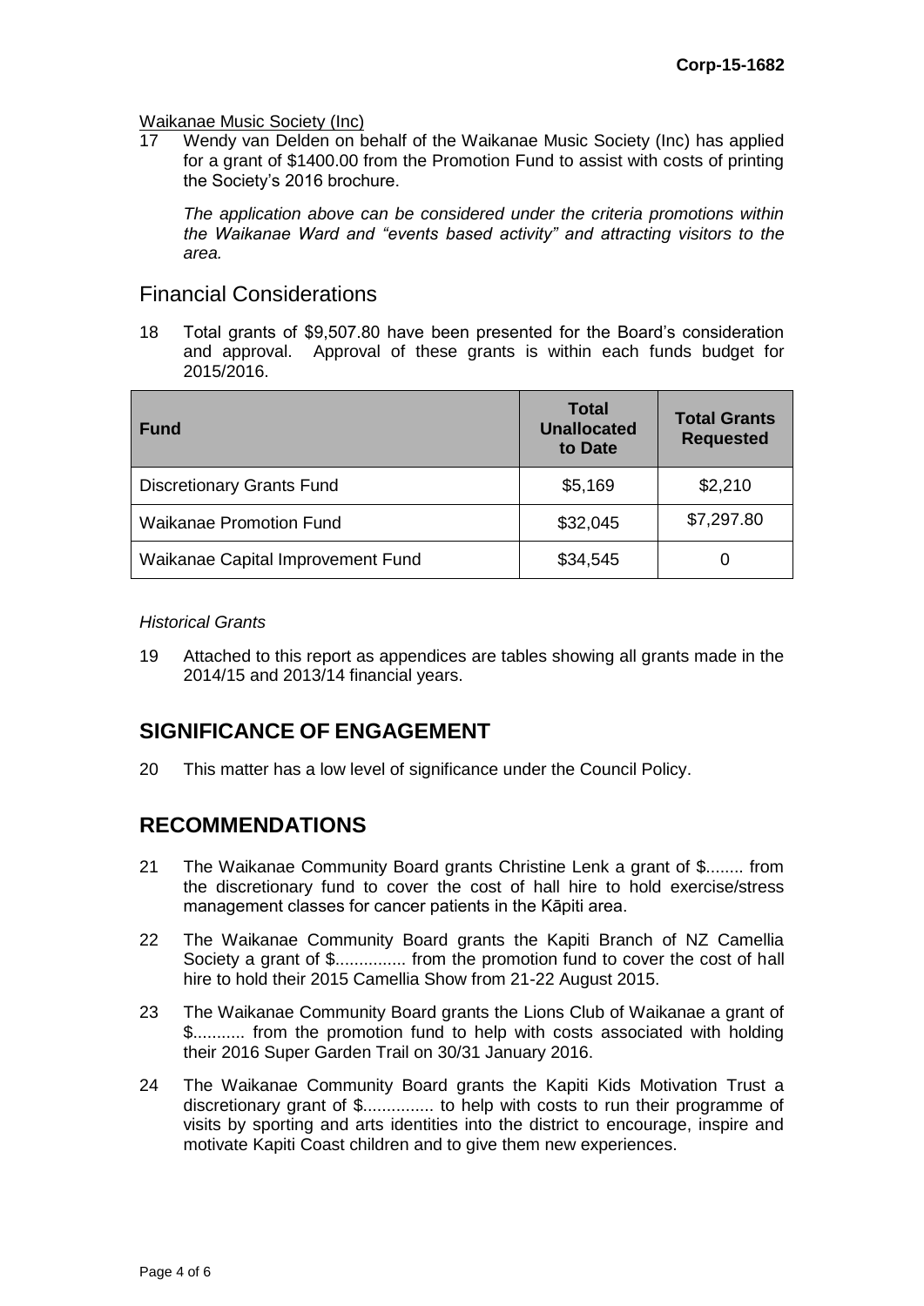Waikanae Music Society (Inc)

17 Wendy van Delden on behalf of the Waikanae Music Society (Inc) has applied for a grant of $1400.00 from the Promotion Fund to assist with costs of printing the Society's 2016 brochure.

*The application above can be considered under the criteria promotions within the Waikanae Ward and "events based activity" and attracting visitors to the area.*

## Financial Considerations

18 Total grants of $9,507.80 have been presented for the Board's consideration and approval. Approval of these grants is within each funds budget for 2015/2016.

| Fund | Total Unallocated to Date | Total Grants Requested |
|---|---|---|
| Discretionary Grants Fund | $5,169 | $2,210 |
| Waikanae Promotion Fund | $32,045 | $7,297.80 |
| Waikanae Capital Improvement Fund | $34,545 | 0 |

*Historical Grants*

19 Attached to this report as appendices are tables showing all grants made in the 2014/15 and 2013/14 financial years.

## SIGNIFICANCE OF ENGAGEMENT

20 This matter has a low level of significance under the Council Policy.

## RECOMMENDATIONS

21 The Waikanae Community Board grants Christine Lenk a grant of $........ from the discretionary fund to cover the cost of hall hire to hold exercise/stress management classes for cancer patients in the Kāpiti area.

22 The Waikanae Community Board grants the Kapiti Branch of NZ Camellia Society a grant of $............... from the promotion fund to cover the cost of hall hire to hold their 2015 Camellia Show from 21-22 August 2015.

23 The Waikanae Community Board grants the Lions Club of Waikanae a grant of $........... from the promotion fund to help with costs associated with holding their 2016 Super Garden Trail on 30/31 January 2016.

24 The Waikanae Community Board grants the Kapiti Kids Motivation Trust a discretionary grant of $............... to help with costs to run their programme of visits by sporting and arts identities into the district to encourage, inspire and motivate Kapiti Coast children and to give them new experiences.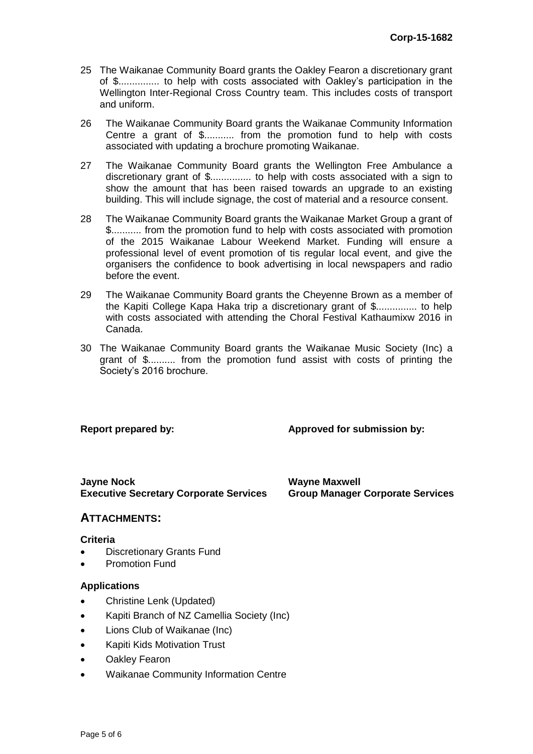25 The Waikanae Community Board grants the Oakley Fearon a discretionary grant of $............... to help with costs associated with Oakley's participation in the Wellington Inter-Regional Cross Country team. This includes costs of transport and uniform.

26 The Waikanae Community Board grants the Waikanae Community Information Centre a grant of $........... from the promotion fund to help with costs associated with updating a brochure promoting Waikanae.

27 The Waikanae Community Board grants the Wellington Free Ambulance a discretionary grant of $............... to help with costs associated with a sign to show the amount that has been raised towards an upgrade to an existing building. This will include signage, the cost of material and a resource consent.

28 The Waikanae Community Board grants the Waikanae Market Group a grant of $........... from the promotion fund to help with costs associated with promotion of the 2015 Waikanae Labour Weekend Market. Funding will ensure a professional level of event promotion of tis regular local event, and give the organisers the confidence to book advertising in local newspapers and radio before the event.

29 The Waikanae Community Board grants the Cheyenne Brown as a member of the Kapiti College Kapa Haka trip a discretionary grant of $.............. to help with costs associated with attending the Choral Festival Kathaumixw 2016 in Canada.

30 The Waikanae Community Board grants the Waikanae Music Society (Inc) a grant of $.......... from the promotion fund assist with costs of printing the Society's 2016 brochure.

**Report prepared by:**

**Jayne Nock**
**Executive Secretary Corporate Services**

**Approved for submission by:**

**Wayne Maxwell**
**Group Manager Corporate Services**

## ATTACHMENTS:

### Criteria

- Discretionary Grants Fund
- Promotion Fund

### Applications

- Christine Lenk (Updated)
- Kapiti Branch of NZ Camellia Society (Inc)
- Lions Club of Waikanae (Inc)
- Kapiti Kids Motivation Trust
- Oakley Fearon
- Waikanae Community Information Centre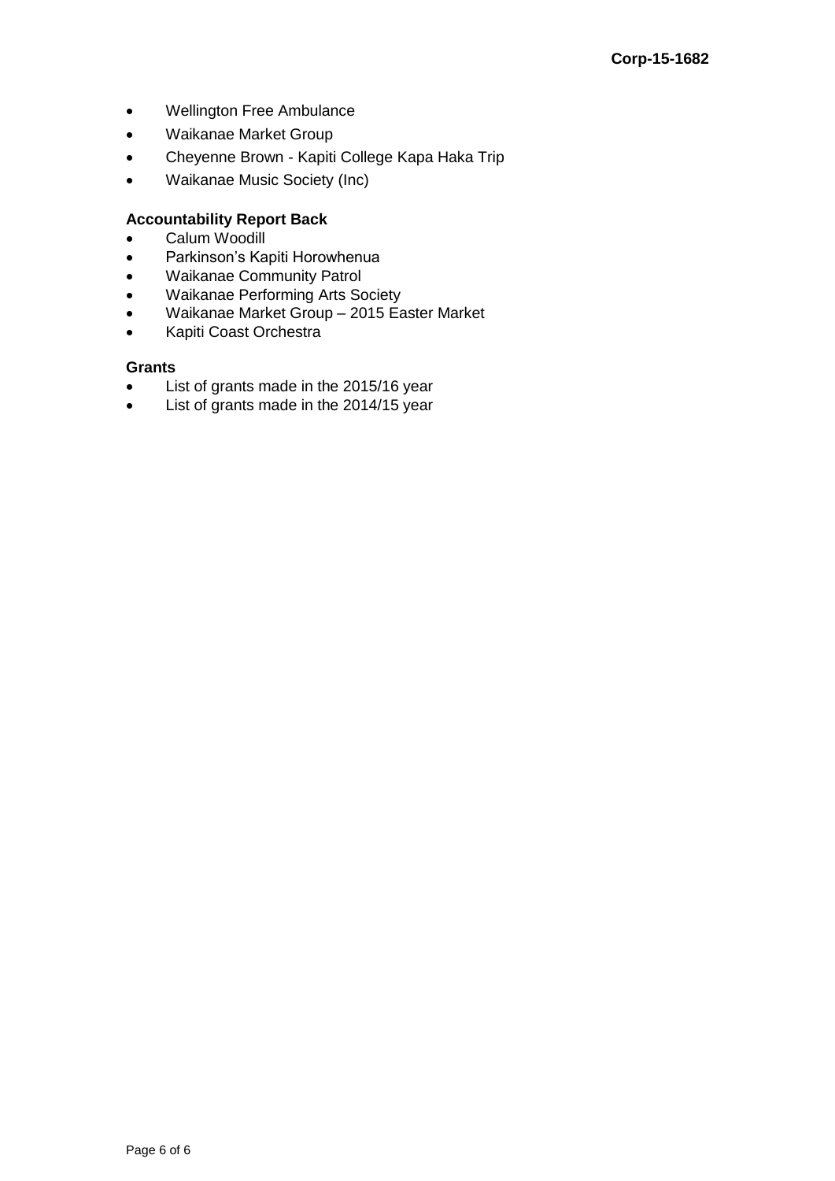- Wellington Free Ambulance
- Waikanae Market Group
- Cheyenne Brown - Kapiti College Kapa Haka Trip
- Waikanae Music Society (Inc)

**Accountability Report Back**

- Calum Woodill
- Parkinson's Kapiti Horowhenua
- Waikanae Community Patrol
- Waikanae Performing Arts Society
- Waikanae Market Group – 2015 Easter Market
- Kapiti Coast Orchestra

**Grants**

- List of grants made in the 2015/16 year
- List of grants made in the 2014/15 year